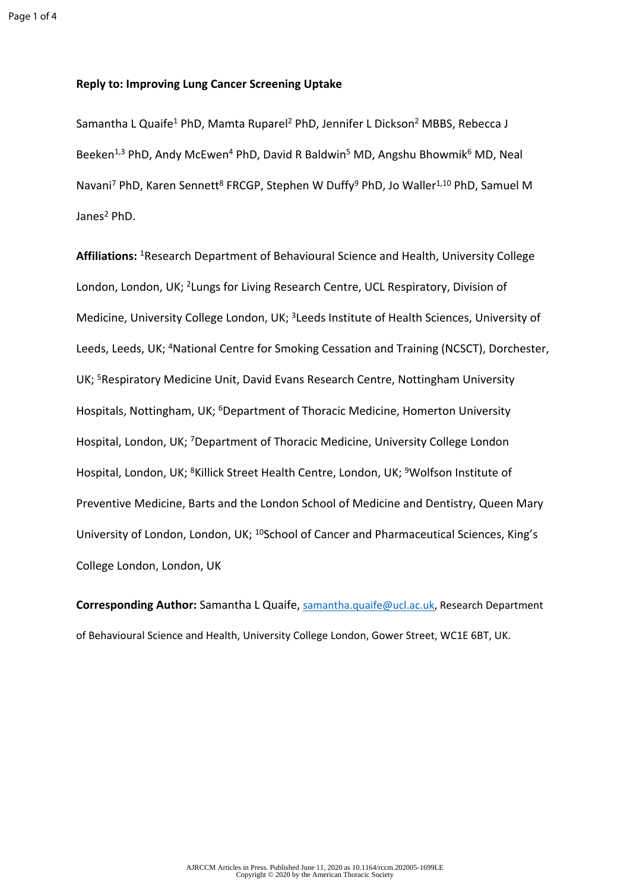**Reply to: Improving Lung Cancer Screening Uptake**

Samantha L Quaife[1] PhD, Mamta Ruparel[2] PhD, Jennifer L Dickson[2] MBBS, Rebecca J Beeken[1,3] PhD, Andy McEwen[4] PhD, David R Baldwin[5] MD, Angshu Bhowmik[6] MD, Neal Navani[7] PhD, Karen Sennett[8] FRCGP, Stephen W Duffy[9] PhD, Jo Waller[1,10] PhD, Samuel M Janes[2] PhD.

**Affiliations:** [1]Research Department of Behavioural Science and Health, University College London, London, UK; [2]Lungs for Living Research Centre, UCL Respiratory, Division of Medicine, University College London, UK; [3]Leeds Institute of Health Sciences, University of Leeds, Leeds, UK; [4]National Centre for Smoking Cessation and Training (NCSCT), Dorchester, UK; [5]Respiratory Medicine Unit, David Evans Research Centre, Nottingham University Hospitals, Nottingham, UK; [6]Department of Thoracic Medicine, Homerton University Hospital, London, UK; [7]Department of Thoracic Medicine, University College London Hospital, London, UK; [8]Killick Street Health Centre, London, UK; [9]Wolfson Institute of Preventive Medicine, Barts and the London School of Medicine and Dentistry, Queen Mary University of London, London, UK; [10]School of Cancer and Pharmaceutical Sciences, King's College London, London, UK

**Corresponding Author:** Samantha L Quaife, samantha.quaife@ucl.ac.uk, Research Department of Behavioural Science and Health, University College London, Gower Street, WC1E 6BT, UK.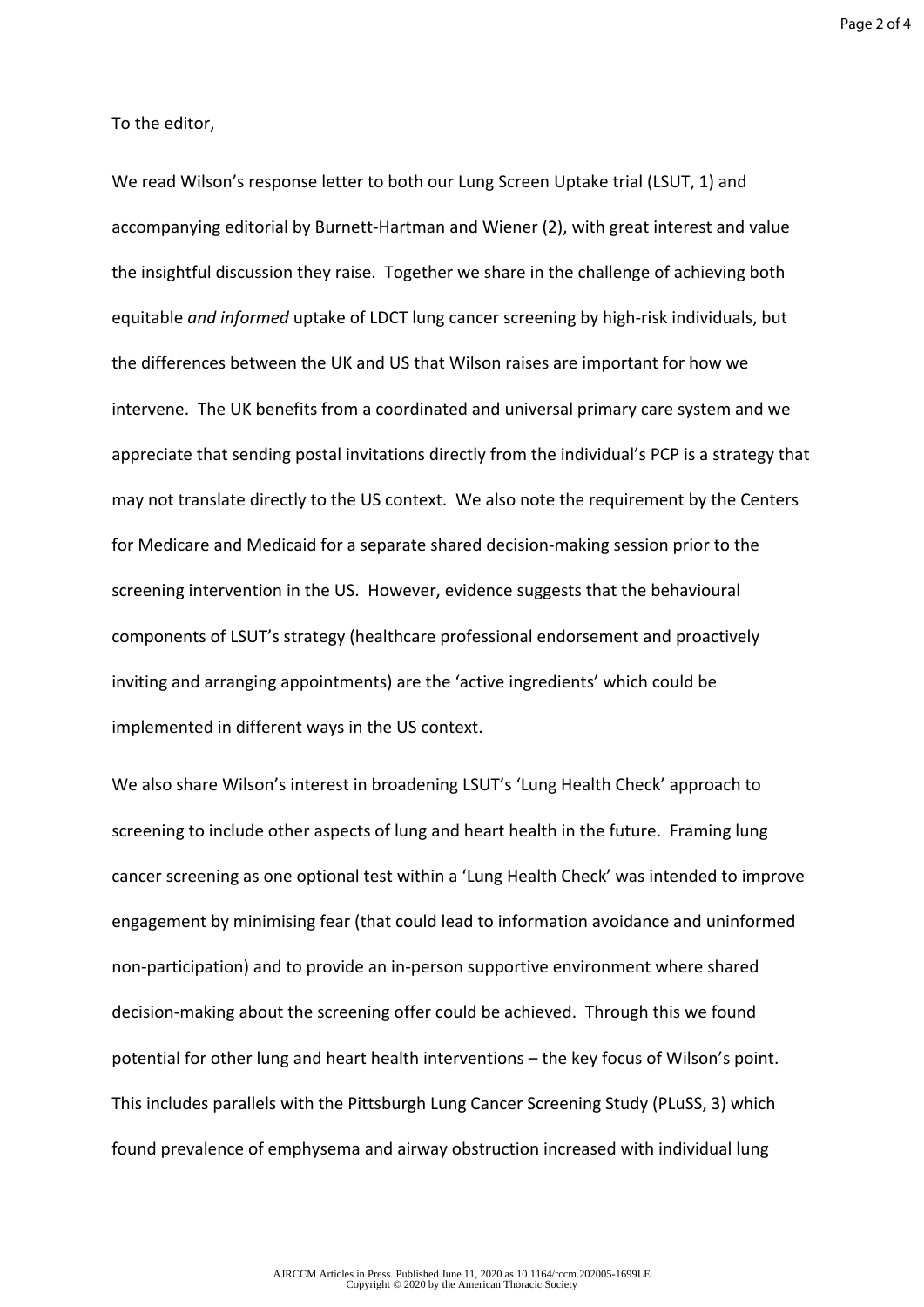To the editor,

We read Wilson's response letter to both our Lung Screen Uptake trial (LSUT, 1) and accompanying editorial by Burnett-Hartman and Wiener (2), with great interest and value the insightful discussion they raise. Together we share in the challenge of achieving both equitable *and informed* uptake of LDCT lung cancer screening by high-risk individuals, but the differences between the UK and US that Wilson raises are important for how we intervene. The UK benefits from a coordinated and universal primary care system and we appreciate that sending postal invitations directly from the individual's PCP is a strategy that may not translate directly to the US context. We also note the requirement by the Centers for Medicare and Medicaid for a separate shared decision-making session prior to the screening intervention in the US. However, evidence suggests that the behavioural components of LSUT's strategy (healthcare professional endorsement and proactively inviting and arranging appointments) are the 'active ingredients' which could be implemented in different ways in the US context.

We also share Wilson's interest in broadening LSUT's 'Lung Health Check' approach to screening to include other aspects of lung and heart health in the future. Framing lung cancer screening as one optional test within a 'Lung Health Check' was intended to improve engagement by minimising fear (that could lead to information avoidance and uninformed non-participation) and to provide an in-person supportive environment where shared decision-making about the screening offer could be achieved. Through this we found potential for other lung and heart health interventions – the key focus of Wilson's point. This includes parallels with the Pittsburgh Lung Cancer Screening Study (PLuSS, 3) which found prevalence of emphysema and airway obstruction increased with individual lung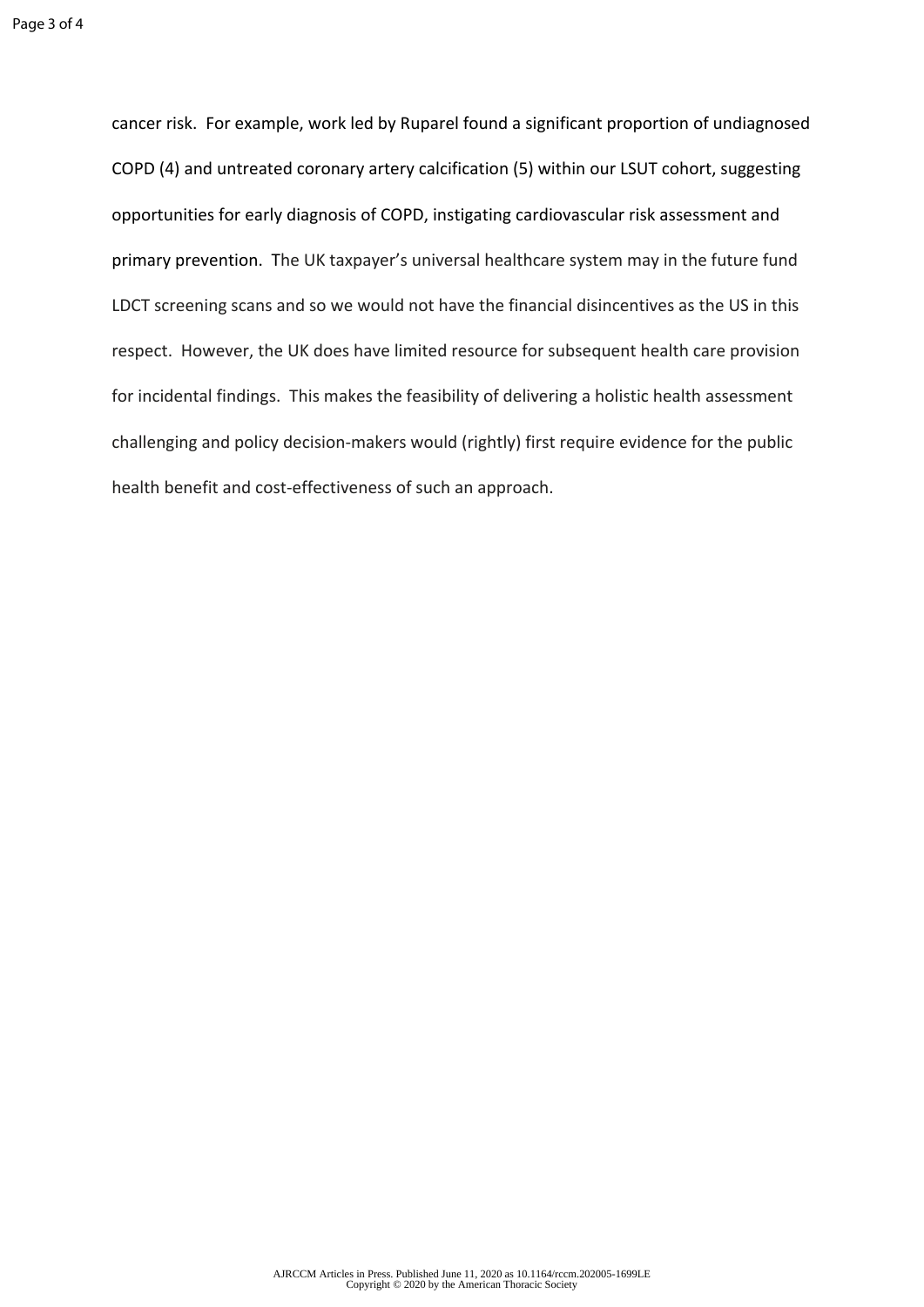cancer risk. For example, work led by Ruparel found a significant proportion of undiagnosed COPD (4) and untreated coronary artery calcification (5) within our LSUT cohort, suggesting opportunities for early diagnosis of COPD, instigating cardiovascular risk assessment and primary prevention. The UK taxpayer's universal healthcare system may in the future fund LDCT screening scans and so we would not have the financial disincentives as the US in this respect. However, the UK does have limited resource for subsequent health care provision for incidental findings. This makes the feasibility of delivering a holistic health assessment challenging and policy decision-makers would (rightly) first require evidence for the public health benefit and cost-effectiveness of such an approach.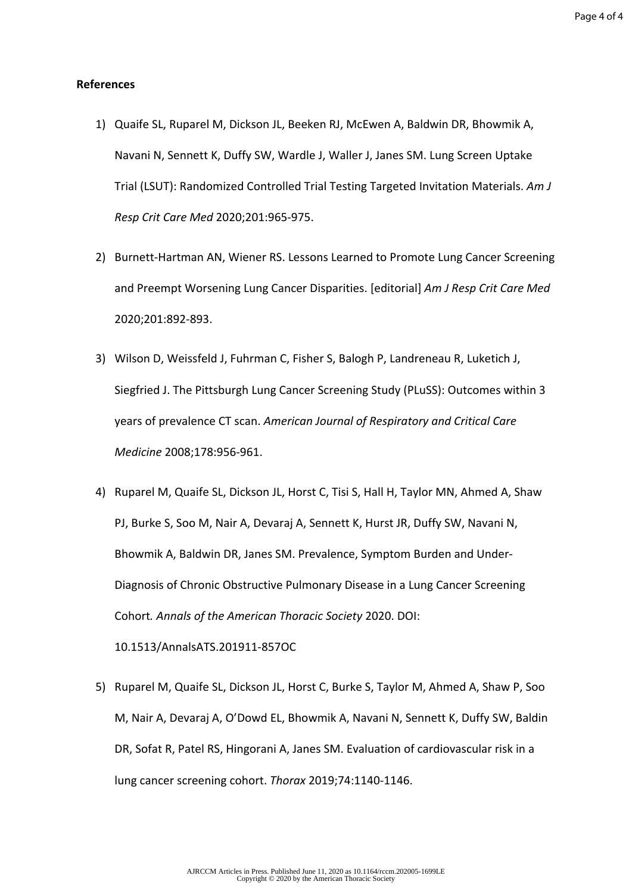**References**

1) Quaife SL, Ruparel M, Dickson JL, Beeken RJ, McEwen A, Baldwin DR, Bhowmik A, Navani N, Sennett K, Duffy SW, Wardle J, Waller J, Janes SM. Lung Screen Uptake Trial (LSUT): Randomized Controlled Trial Testing Targeted Invitation Materials. *Am J Resp Crit Care Med* 2020;201:965-975.

2) Burnett-Hartman AN, Wiener RS. Lessons Learned to Promote Lung Cancer Screening and Preempt Worsening Lung Cancer Disparities. [editorial] *Am J Resp Crit Care Med* 2020;201:892-893.

3) Wilson D, Weissfeld J, Fuhrman C, Fisher S, Balogh P, Landreneau R, Luketich J, Siegfried J. The Pittsburgh Lung Cancer Screening Study (PLuSS): Outcomes within 3 years of prevalence CT scan. *American Journal of Respiratory and Critical Care Medicine* 2008;178:956-961.

4) Ruparel M, Quaife SL, Dickson JL, Horst C, Tisi S, Hall H, Taylor MN, Ahmed A, Shaw PJ, Burke S, Soo M, Nair A, Devaraj A, Sennett K, Hurst JR, Duffy SW, Navani N, Bhowmik A, Baldwin DR, Janes SM. Prevalence, Symptom Burden and Under-Diagnosis of Chronic Obstructive Pulmonary Disease in a Lung Cancer Screening Cohort. *Annals of the American Thoracic Society* 2020. DOI: 10.1513/AnnalsATS.201911-857OC

5) Ruparel M, Quaife SL, Dickson JL, Horst C, Burke S, Taylor M, Ahmed A, Shaw P, Soo M, Nair A, Devaraj A, O'Dowd EL, Bhowmik A, Navani N, Sennett K, Duffy SW, Baldin DR, Sofat R, Patel RS, Hingorani A, Janes SM. Evaluation of cardiovascular risk in a lung cancer screening cohort. *Thorax* 2019;74:1140-1146.